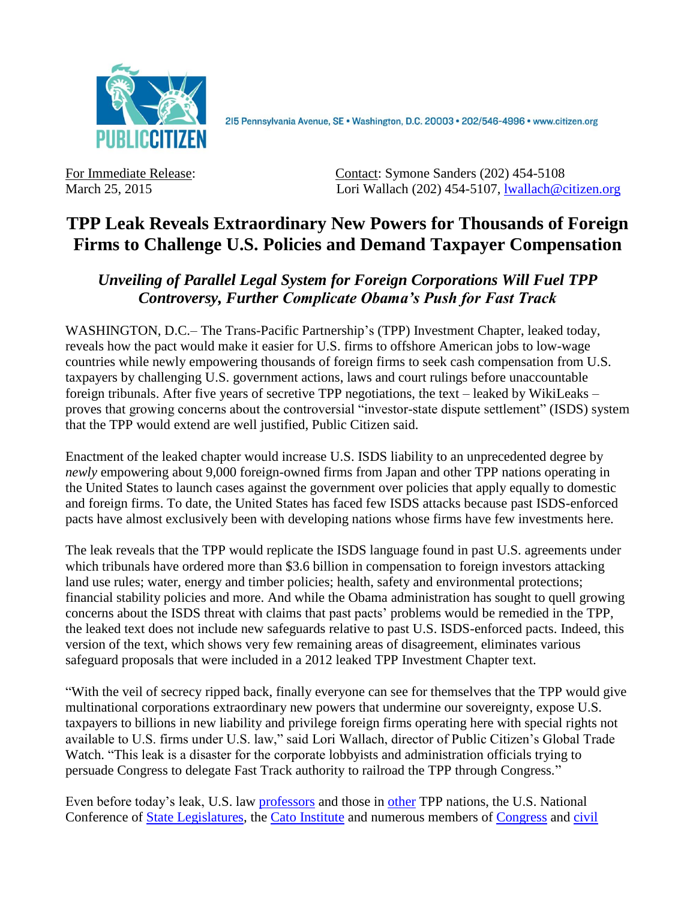PUBLIC CITIZEN

215 Pennsylvania Avenue, SE • Washington, D.C. 20003 • 202/546-4996 • www.citizen.org

For Immediate Release:
March 25, 2015

Contact: Symone Sanders (202) 454-5108
Lori Wallach (202) 454-5107, lwallach@citizen.org

# TPP Leak Reveals Extraordinary New Powers for Thousands of Foreign Firms to Challenge U.S. Policies and Demand Taxpayer Compensation

### *Unveiling of Parallel Legal System for Foreign Corporations Will Fuel TPP Controversy, Further Complicate Obama's Push for Fast Track*

WASHINGTON, D.C.– The Trans-Pacific Partnership's (TPP) Investment Chapter, leaked today, reveals how the pact would make it easier for U.S. firms to offshore American jobs to low-wage countries while newly empowering thousands of foreign firms to seek cash compensation from U.S. taxpayers by challenging U.S. government actions, laws and court rulings before unaccountable foreign tribunals. After five years of secretive TPP negotiations, the text – leaked by WikiLeaks – proves that growing concerns about the controversial "investor-state dispute settlement" (ISDS) system that the TPP would extend are well justified, Public Citizen said.

Enactment of the leaked chapter would increase U.S. ISDS liability to an unprecedented degree by *newly* empowering about 9,000 foreign-owned firms from Japan and other TPP nations operating in the United States to launch cases against the government over policies that apply equally to domestic and foreign firms. To date, the United States has faced few ISDS attacks because past ISDS-enforced pacts have almost exclusively been with developing nations whose firms have few investments here.

The leak reveals that the TPP would replicate the ISDS language found in past U.S. agreements under which tribunals have ordered more than $3.6 billion in compensation to foreign investors attacking land use rules; water, energy and timber policies; health, safety and environmental protections; financial stability policies and more. And while the Obama administration has sought to quell growing concerns about the ISDS threat with claims that past pacts' problems would be remedied in the TPP, the leaked text does not include new safeguards relative to past U.S. ISDS-enforced pacts. Indeed, this version of the text, which shows very few remaining areas of disagreement, eliminates various safeguard proposals that were included in a 2012 leaked TPP Investment Chapter text.

"With the veil of secrecy ripped back, finally everyone can see for themselves that the TPP would give multinational corporations extraordinary new powers that undermine our sovereignty, expose U.S. taxpayers to billions in new liability and privilege foreign firms operating here with special rights not available to U.S. firms under U.S. law," said Lori Wallach, director of Public Citizen's Global Trade Watch. "This leak is a disaster for the corporate lobbyists and administration officials trying to persuade Congress to delegate Fast Track authority to railroad the TPP through Congress."

Even before today's leak, U.S. law professors and those in other TPP nations, the U.S. National Conference of State Legislatures, the Cato Institute and numerous members of Congress and civil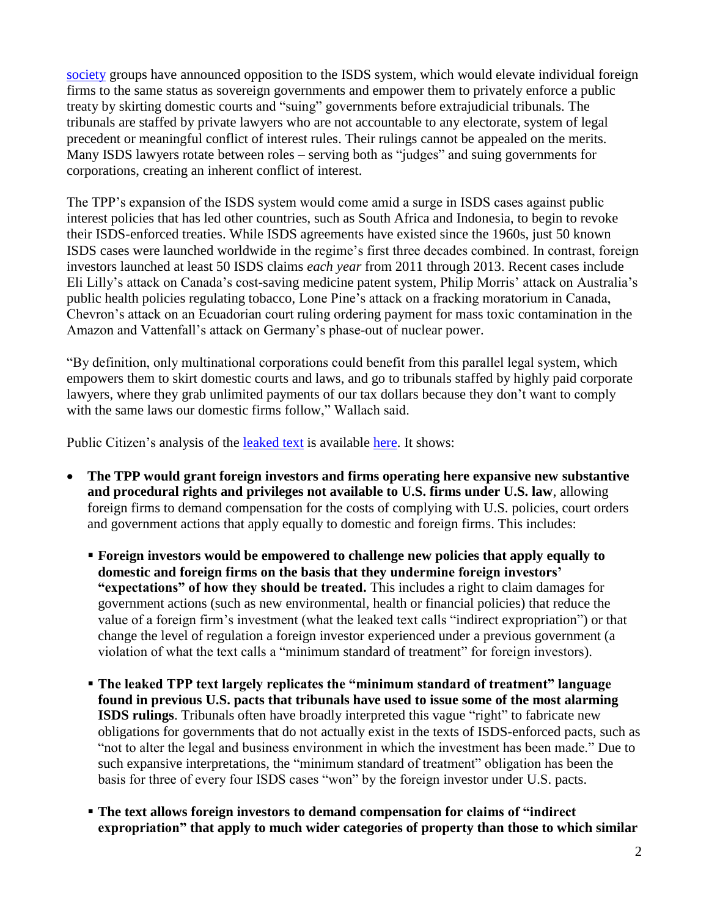society groups have announced opposition to the ISDS system, which would elevate individual foreign firms to the same status as sovereign governments and empower them to privately enforce a public treaty by skirting domestic courts and "suing" governments before extrajudicial tribunals. The tribunals are staffed by private lawyers who are not accountable to any electorate, system of legal precedent or meaningful conflict of interest rules. Their rulings cannot be appealed on the merits. Many ISDS lawyers rotate between roles – serving both as "judges" and suing governments for corporations, creating an inherent conflict of interest.

The TPP's expansion of the ISDS system would come amid a surge in ISDS cases against public interest policies that has led other countries, such as South Africa and Indonesia, to begin to revoke their ISDS-enforced treaties. While ISDS agreements have existed since the 1960s, just 50 known ISDS cases were launched worldwide in the regime's first three decades combined. In contrast, foreign investors launched at least 50 ISDS claims *each year* from 2011 through 2013. Recent cases include Eli Lilly's attack on Canada's cost-saving medicine patent system, Philip Morris' attack on Australia's public health policies regulating tobacco, Lone Pine's attack on a fracking moratorium in Canada, Chevron's attack on an Ecuadorian court ruling ordering payment for mass toxic contamination in the Amazon and Vattenfall's attack on Germany's phase-out of nuclear power.

"By definition, only multinational corporations could benefit from this parallel legal system, which empowers them to skirt domestic courts and laws, and go to tribunals staffed by highly paid corporate lawyers, where they grab unlimited payments of our tax dollars because they don't want to comply with the same laws our domestic firms follow," Wallach said.

Public Citizen's analysis of the leaked text is available here. It shows:

- **The TPP would grant foreign investors and firms operating here expansive new substantive and procedural rights and privileges not available to U.S. firms under U.S. law**, allowing foreign firms to demand compensation for the costs of complying with U.S. policies, court orders and government actions that apply equally to domestic and foreign firms. This includes:
  - **Foreign investors would be empowered to challenge new policies that apply equally to domestic and foreign firms on the basis that they undermine foreign investors' "expectations" of how they should be treated.** This includes a right to claim damages for government actions (such as new environmental, health or financial policies) that reduce the value of a foreign firm's investment (what the leaked text calls "indirect expropriation") or that change the level of regulation a foreign investor experienced under a previous government (a violation of what the text calls a "minimum standard of treatment" for foreign investors).
  - **The leaked TPP text largely replicates the "minimum standard of treatment" language found in previous U.S. pacts that tribunals have used to issue some of the most alarming ISDS rulings**. Tribunals often have broadly interpreted this vague "right" to fabricate new obligations for governments that do not actually exist in the texts of ISDS-enforced pacts, such as "not to alter the legal and business environment in which the investment has been made." Due to such expansive interpretations, the "minimum standard of treatment" obligation has been the basis for three of every four ISDS cases "won" by the foreign investor under U.S. pacts.
  - **The text allows foreign investors to demand compensation for claims of "indirect expropriation" that apply to much wider categories of property than those to which similar**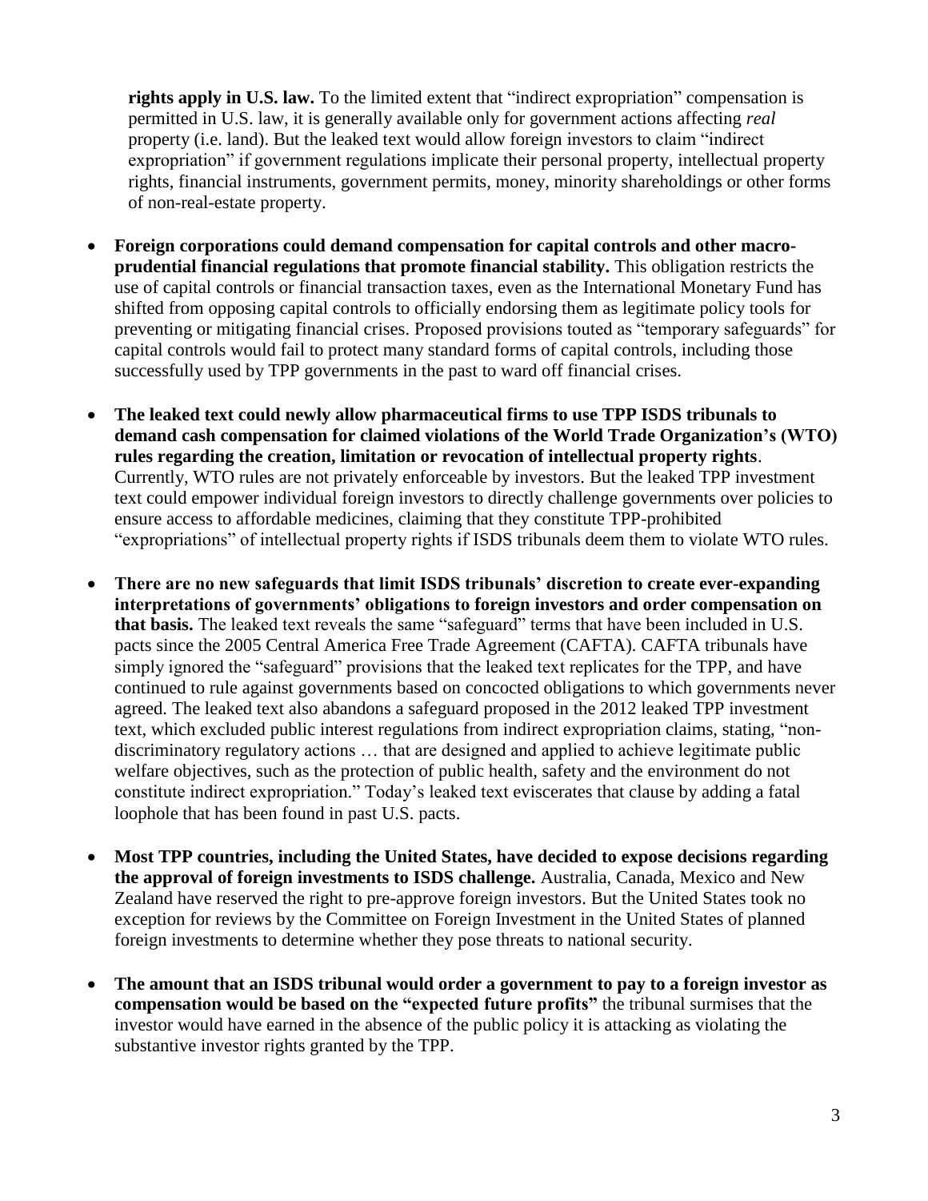**rights apply in U.S. law.** To the limited extent that "indirect expropriation" compensation is permitted in U.S. law, it is generally available only for government actions affecting *real* property (i.e. land). But the leaked text would allow foreign investors to claim "indirect expropriation" if government regulations implicate their personal property, intellectual property rights, financial instruments, government permits, money, minority shareholdings or other forms of non-real-estate property.

- **Foreign corporations could demand compensation for capital controls and other macro-prudential financial regulations that promote financial stability.** This obligation restricts the use of capital controls or financial transaction taxes, even as the International Monetary Fund has shifted from opposing capital controls to officially endorsing them as legitimate policy tools for preventing or mitigating financial crises. Proposed provisions touted as "temporary safeguards" for capital controls would fail to protect many standard forms of capital controls, including those successfully used by TPP governments in the past to ward off financial crises.

- **The leaked text could newly allow pharmaceutical firms to use TPP ISDS tribunals to demand cash compensation for claimed violations of the World Trade Organization's (WTO) rules regarding the creation, limitation or revocation of intellectual property rights**. Currently, WTO rules are not privately enforceable by investors. But the leaked TPP investment text could empower individual foreign investors to directly challenge governments over policies to ensure access to affordable medicines, claiming that they constitute TPP-prohibited "expropriations" of intellectual property rights if ISDS tribunals deem them to violate WTO rules.

- **There are no new safeguards that limit ISDS tribunals' discretion to create ever-expanding interpretations of governments' obligations to foreign investors and order compensation on that basis.** The leaked text reveals the same "safeguard" terms that have been included in U.S. pacts since the 2005 Central America Free Trade Agreement (CAFTA). CAFTA tribunals have simply ignored the "safeguard" provisions that the leaked text replicates for the TPP, and have continued to rule against governments based on concocted obligations to which governments never agreed. The leaked text also abandons a safeguard proposed in the 2012 leaked TPP investment text, which excluded public interest regulations from indirect expropriation claims, stating, "non-discriminatory regulatory actions … that are designed and applied to achieve legitimate public welfare objectives, such as the protection of public health, safety and the environment do not constitute indirect expropriation." Today's leaked text eviscerates that clause by adding a fatal loophole that has been found in past U.S. pacts.

- **Most TPP countries, including the United States, have decided to expose decisions regarding the approval of foreign investments to ISDS challenge.** Australia, Canada, Mexico and New Zealand have reserved the right to pre-approve foreign investors. But the United States took no exception for reviews by the Committee on Foreign Investment in the United States of planned foreign investments to determine whether they pose threats to national security.

- **The amount that an ISDS tribunal would order a government to pay to a foreign investor as compensation would be based on the "expected future profits"** the tribunal surmises that the investor would have earned in the absence of the public policy it is attacking as violating the substantive investor rights granted by the TPP.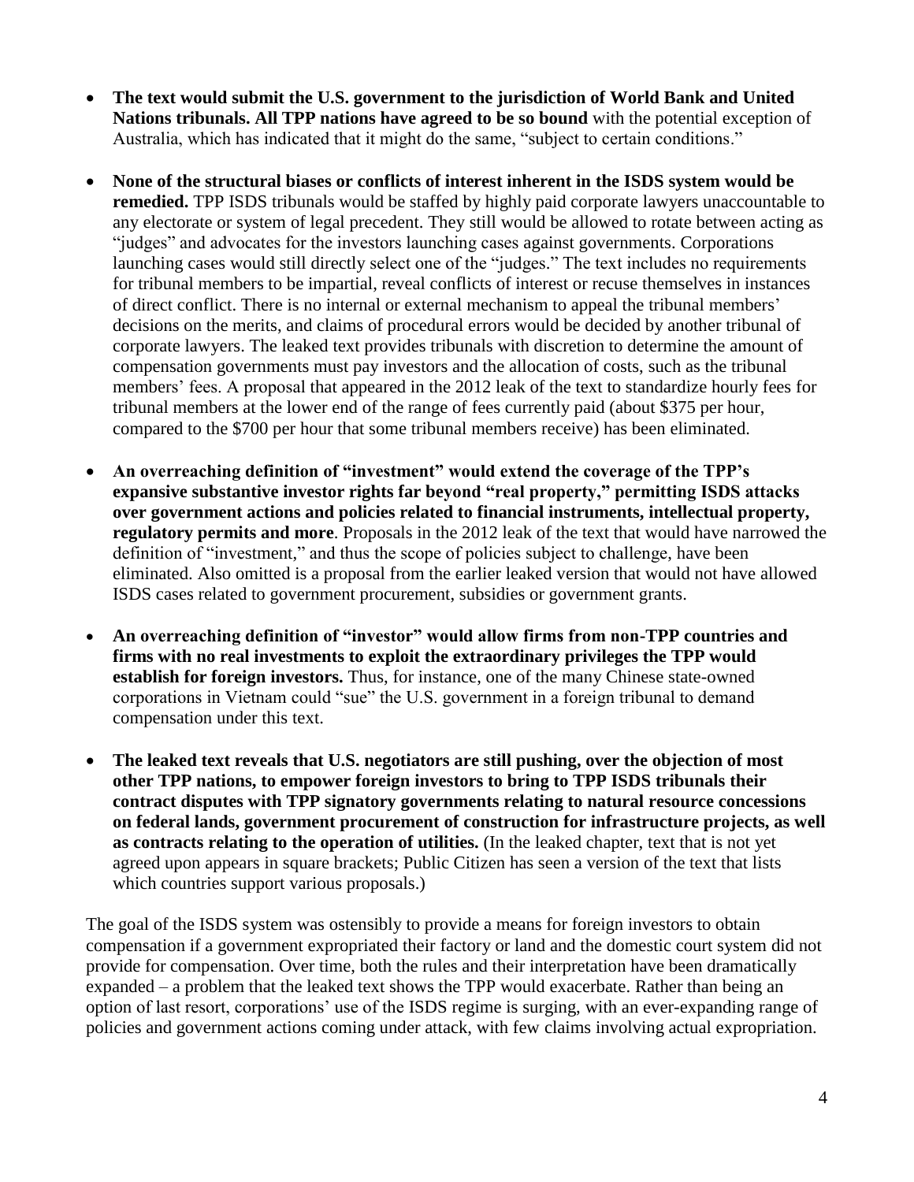- **The text would submit the U.S. government to the jurisdiction of World Bank and United Nations tribunals. All TPP nations have agreed to be so bound** with the potential exception of Australia, which has indicated that it might do the same, "subject to certain conditions."

- **None of the structural biases or conflicts of interest inherent in the ISDS system would be remedied.** TPP ISDS tribunals would be staffed by highly paid corporate lawyers unaccountable to any electorate or system of legal precedent. They still would be allowed to rotate between acting as "judges" and advocates for the investors launching cases against governments. Corporations launching cases would still directly select one of the "judges." The text includes no requirements for tribunal members to be impartial, reveal conflicts of interest or recuse themselves in instances of direct conflict. There is no internal or external mechanism to appeal the tribunal members' decisions on the merits, and claims of procedural errors would be decided by another tribunal of corporate lawyers. The leaked text provides tribunals with discretion to determine the amount of compensation governments must pay investors and the allocation of costs, such as the tribunal members' fees. A proposal that appeared in the 2012 leak of the text to standardize hourly fees for tribunal members at the lower end of the range of fees currently paid (about $375 per hour, compared to the $700 per hour that some tribunal members receive) has been eliminated.

- **An overreaching definition of "investment" would extend the coverage of the TPP's expansive substantive investor rights far beyond "real property," permitting ISDS attacks over government actions and policies related to financial instruments, intellectual property, regulatory permits and more**. Proposals in the 2012 leak of the text that would have narrowed the definition of "investment," and thus the scope of policies subject to challenge, have been eliminated. Also omitted is a proposal from the earlier leaked version that would not have allowed ISDS cases related to government procurement, subsidies or government grants.

- **An overreaching definition of "investor" would allow firms from non-TPP countries and firms with no real investments to exploit the extraordinary privileges the TPP would establish for foreign investors.** Thus, for instance, one of the many Chinese state-owned corporations in Vietnam could "sue" the U.S. government in a foreign tribunal to demand compensation under this text.

- **The leaked text reveals that U.S. negotiators are still pushing, over the objection of most other TPP nations, to empower foreign investors to bring to TPP ISDS tribunals their contract disputes with TPP signatory governments relating to natural resource concessions on federal lands, government procurement of construction for infrastructure projects, as well as contracts relating to the operation of utilities.** (In the leaked chapter, text that is not yet agreed upon appears in square brackets; Public Citizen has seen a version of the text that lists which countries support various proposals.)

The goal of the ISDS system was ostensibly to provide a means for foreign investors to obtain compensation if a government expropriated their factory or land and the domestic court system did not provide for compensation. Over time, both the rules and their interpretation have been dramatically expanded – a problem that the leaked text shows the TPP would exacerbate. Rather than being an option of last resort, corporations' use of the ISDS regime is surging, with an ever-expanding range of policies and government actions coming under attack, with few claims involving actual expropriation.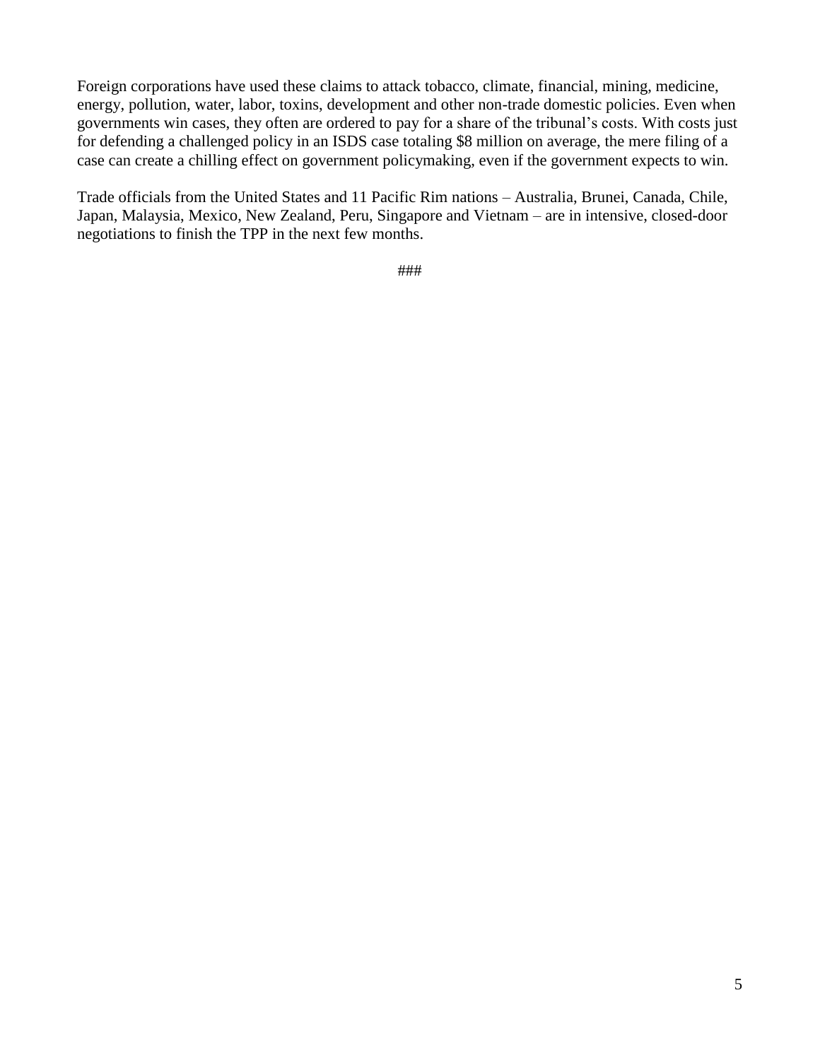Foreign corporations have used these claims to attack tobacco, climate, financial, mining, medicine, energy, pollution, water, labor, toxins, development and other non-trade domestic policies. Even when governments win cases, they often are ordered to pay for a share of the tribunal's costs. With costs just for defending a challenged policy in an ISDS case totaling $8 million on average, the mere filing of a case can create a chilling effect on government policymaking, even if the government expects to win.

Trade officials from the United States and 11 Pacific Rim nations – Australia, Brunei, Canada, Chile, Japan, Malaysia, Mexico, New Zealand, Peru, Singapore and Vietnam – are in intensive, closed-door negotiations to finish the TPP in the next few months.

###